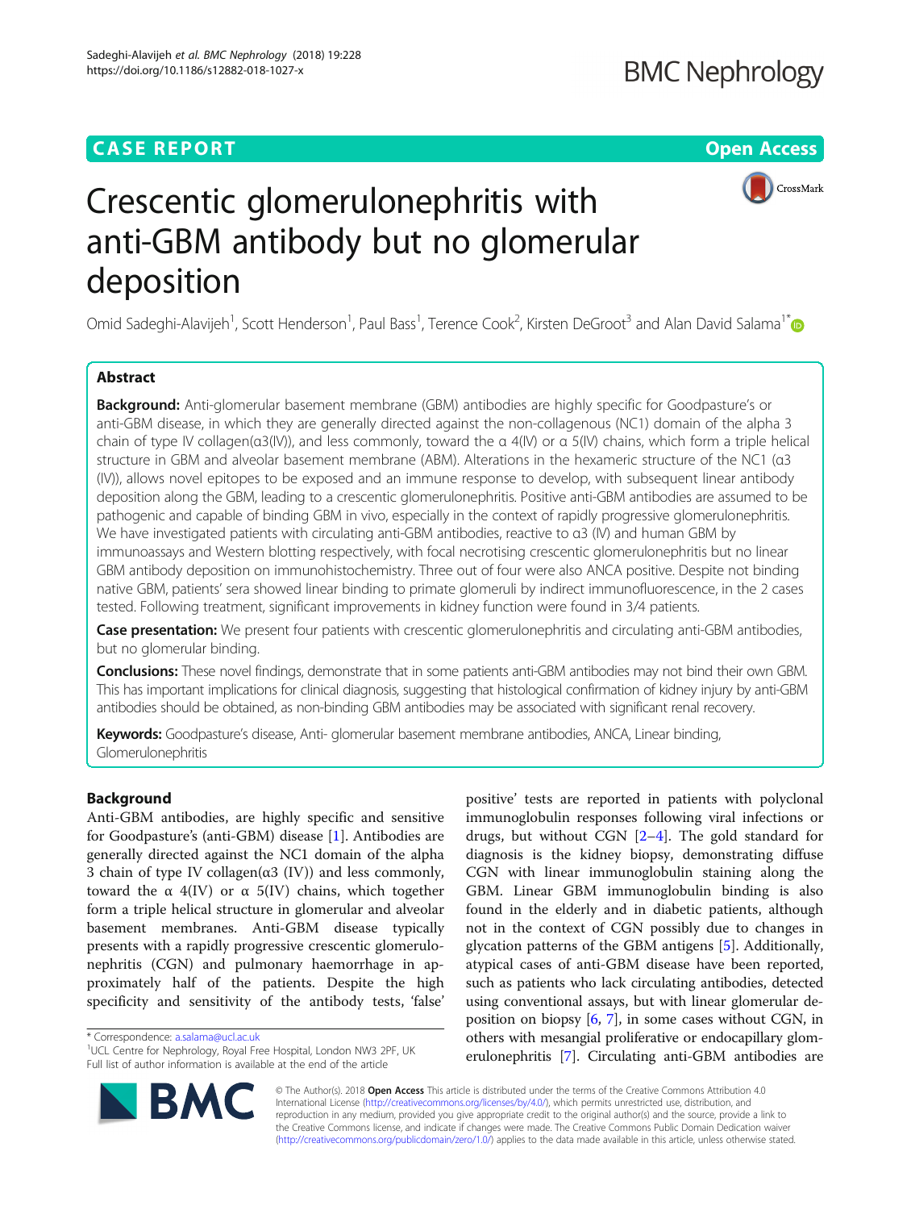CASE REPORT

Open Access

# Crescentic glomerulonephritis with anti-GBM antibody but no glomerular deposition

Omid Sadeghi-Alavijeh[1], Scott Henderson[1], Paul Bass[1], Terence Cook[2], Kirsten DeGroot[3] and Alan David Salama[1*]

## Abstract

**Background:** Anti-glomerular basement membrane (GBM) antibodies are highly specific for Goodpasture's or anti-GBM disease, in which they are generally directed against the non-collagenous (NC1) domain of the alpha 3 chain of type IV collagen(α3(IV)), and less commonly, toward the α 4(IV) or α 5(IV) chains, which form a triple helical structure in GBM and alveolar basement membrane (ABM). Alterations in the hexameric structure of the NC1 (α3 (IV)), allows novel epitopes to be exposed and an immune response to develop, with subsequent linear antibody deposition along the GBM, leading to a crescentic glomerulonephritis. Positive anti-GBM antibodies are assumed to be pathogenic and capable of binding GBM in vivo, especially in the context of rapidly progressive glomerulonephritis. We have investigated patients with circulating anti-GBM antibodies, reactive to α3 (IV) and human GBM by immunoassays and Western blotting respectively, with focal necrotising crescentic glomerulonephritis but no linear GBM antibody deposition on immunohistochemistry. Three out of four were also ANCA positive. Despite not binding native GBM, patients' sera showed linear binding to primate glomeruli by indirect immunofluorescence, in the 2 cases tested. Following treatment, significant improvements in kidney function were found in 3/4 patients.

**Case presentation:** We present four patients with crescentic glomerulonephritis and circulating anti-GBM antibodies, but no glomerular binding.

**Conclusions:** These novel findings, demonstrate that in some patients anti-GBM antibodies may not bind their own GBM. This has important implications for clinical diagnosis, suggesting that histological confirmation of kidney injury by anti-GBM antibodies should be obtained, as non-binding GBM antibodies may be associated with significant renal recovery.

**Keywords:** Goodpasture's disease, Anti- glomerular basement membrane antibodies, ANCA, Linear binding, Glomerulonephritis

## Background

Anti-GBM antibodies, are highly specific and sensitive for Goodpasture's (anti-GBM) disease [1]. Antibodies are generally directed against the NC1 domain of the alpha 3 chain of type IV collagen(α3 (IV)) and less commonly, toward the α 4(IV) or α 5(IV) chains, which together form a triple helical structure in glomerular and alveolar basement membranes. Anti-GBM disease typically presents with a rapidly progressive crescentic glomerulonephritis (CGN) and pulmonary haemorrhage in approximately half of the patients. Despite the high specificity and sensitivity of the antibody tests, 'false' positive' tests are reported in patients with polyclonal immunoglobulin responses following viral infections or drugs, but without CGN [2–4]. The gold standard for diagnosis is the kidney biopsy, demonstrating diffuse CGN with linear immunoglobulin staining along the GBM. Linear GBM immunoglobulin binding is also found in the elderly and in diabetic patients, although not in the context of CGN possibly due to changes in glycation patterns of the GBM antigens [5]. Additionally, atypical cases of anti-GBM disease have been reported, such as patients who lack circulating antibodies, detected using conventional assays, but with linear glomerular deposition on biopsy [6, 7], in some cases without CGN, in others with mesangial proliferative or endocapillary glomerulonephritis [7]. Circulating anti-GBM antibodies are

* Correspondence: a.salama@ucl.ac.uk
[1]UCL Centre for Nephrology, Royal Free Hospital, London NW3 2PF, UK
Full list of author information is available at the end of the article

© The Author(s). 2018 **Open Access** This article is distributed under the terms of the Creative Commons Attribution 4.0 International License (http://creativecommons.org/licenses/by/4.0/), which permits unrestricted use, distribution, and reproduction in any medium, provided you give appropriate credit to the original author(s) and the source, provide a link to the Creative Commons license, and indicate if changes were made. The Creative Commons Public Domain Dedication waiver (http://creativecommons.org/publicdomain/zero/1.0/) applies to the data made available in this article, unless otherwise stated.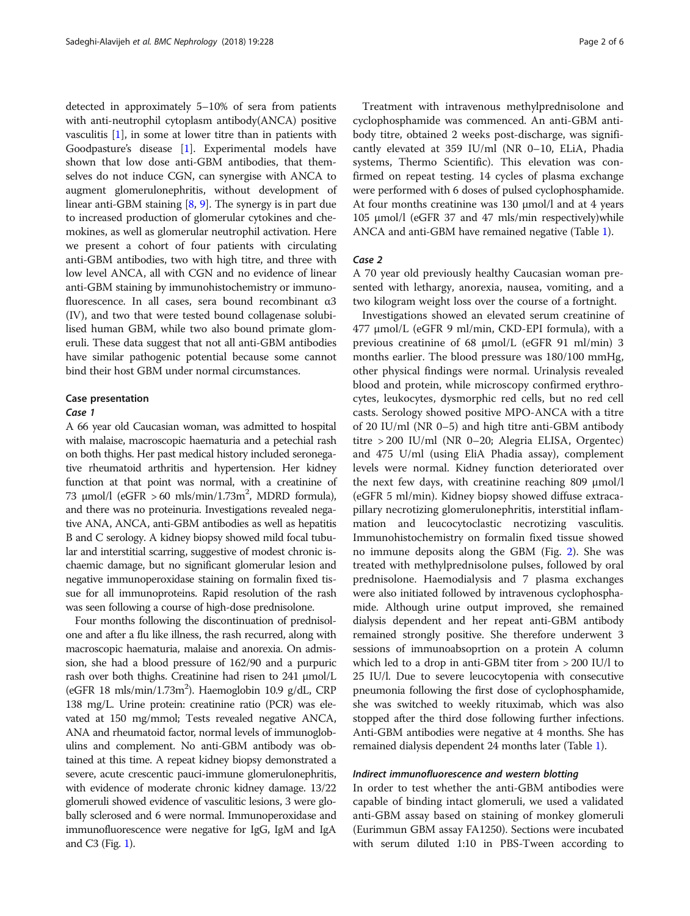detected in approximately 5–10% of sera from patients with anti-neutrophil cytoplasm antibody(ANCA) positive vasculitis [1], in some at lower titre than in patients with Goodpasture's disease [1]. Experimental models have shown that low dose anti-GBM antibodies, that themselves do not induce CGN, can synergise with ANCA to augment glomerulonephritis, without development of linear anti-GBM staining [8, 9]. The synergy is in part due to increased production of glomerular cytokines and chemokines, as well as glomerular neutrophil activation. Here we present a cohort of four patients with circulating anti-GBM antibodies, two with high titre, and three with low level ANCA, all with CGN and no evidence of linear anti-GBM staining by immunohistochemistry or immunofluorescence. In all cases, sera bound recombinant α3 (IV), and two that were tested bound collagenase solubilised human GBM, while two also bound primate glomeruli. These data suggest that not all anti-GBM antibodies have similar pathogenic potential because some cannot bind their host GBM under normal circumstances.

## Case presentation

### Case 1

A 66 year old Caucasian woman, was admitted to hospital with malaise, macroscopic haematuria and a petechial rash on both thighs. Her past medical history included seronegative rheumatoid arthritis and hypertension. Her kidney function at that point was normal, with a creatinine of 73 μmol/l (eGFR > 60 mls/min/1.73m$^2$, MDRD formula), and there was no proteinuria. Investigations revealed negative ANA, ANCA, anti-GBM antibodies as well as hepatitis B and C serology. A kidney biopsy showed mild focal tubular and interstitial scarring, suggestive of modest chronic ischaemic damage, but no significant glomerular lesion and negative immunoperoxidase staining on formalin fixed tissue for all immunoproteins. Rapid resolution of the rash was seen following a course of high-dose prednisolone.

Four months following the discontinuation of prednisolone and after a flu like illness, the rash recurred, along with macroscopic haematuria, malaise and anorexia. On admission, she had a blood pressure of 162/90 and a purpuric rash over both thighs. Creatinine had risen to 241 μmol/L (eGFR 18 mls/min/1.73m$^2$). Haemoglobin 10.9 g/dL, CRP 138 mg/L. Urine protein: creatinine ratio (PCR) was elevated at 150 mg/mmol; Tests revealed negative ANCA, ANA and rheumatoid factor, normal levels of immunoglobulins and complement. No anti-GBM antibody was obtained at this time. A repeat kidney biopsy demonstrated a severe, acute crescentic pauci-immune glomerulonephritis, with evidence of moderate chronic kidney damage. 13/22 glomeruli showed evidence of vasculitic lesions, 3 were globally sclerosed and 6 were normal. Immunoperoxidase and immunofluorescence were negative for IgG, IgM and IgA and C3 (Fig. 1).

Treatment with intravenous methylprednisolone and cyclophosphamide was commenced. An anti-GBM antibody titre, obtained 2 weeks post-discharge, was significantly elevated at 359 IU/ml (NR 0–10, ELiA, Phadia systems, Thermo Scientific). This elevation was confirmed on repeat testing. 14 cycles of plasma exchange were performed with 6 doses of pulsed cyclophosphamide. At four months creatinine was 130 μmol/l and at 4 years 105 μmol/l (eGFR 37 and 47 mls/min respectively)while ANCA and anti-GBM have remained negative (Table 1).

### Case 2

A 70 year old previously healthy Caucasian woman presented with lethargy, anorexia, nausea, vomiting, and a two kilogram weight loss over the course of a fortnight.

Investigations showed an elevated serum creatinine of 477 μmol/L (eGFR 9 ml/min, CKD-EPI formula), with a previous creatinine of 68 μmol/L (eGFR 91 ml/min) 3 months earlier. The blood pressure was 180/100 mmHg, other physical findings were normal. Urinalysis revealed blood and protein, while microscopy confirmed erythrocytes, leukocytes, dysmorphic red cells, but no red cell casts. Serology showed positive MPO-ANCA with a titre of 20 IU/ml (NR 0–5) and high titre anti-GBM antibody titre > 200 IU/ml (NR 0–20; Alegria ELISA, Orgentec) and 475 U/ml (using EliA Phadia assay), complement levels were normal. Kidney function deteriorated over the next few days, with creatinine reaching 809 μmol/l (eGFR 5 ml/min). Kidney biopsy showed diffuse extracapillary necrotizing glomerulonephritis, interstitial inflammation and leucocytoclastic necrotizing vasculitis. Immunohistochemistry on formalin fixed tissue showed no immune deposits along the GBM (Fig. 2). She was treated with methylprednisolone pulses, followed by oral prednisolone. Haemodialysis and 7 plasma exchanges were also initiated followed by intravenous cyclophosphamide. Although urine output improved, she remained dialysis dependent and her repeat anti-GBM antibody remained strongly positive. She therefore underwent 3 sessions of immunoabsoprtion on a protein A column which led to a drop in anti-GBM titer from > 200 IU/l to 25 IU/l. Due to severe leucocytopenia with consecutive pneumonia following the first dose of cyclophosphamide, she was switched to weekly rituximab, which was also stopped after the third dose following further infections. Anti-GBM antibodies were negative at 4 months. She has remained dialysis dependent 24 months later (Table 1).

#### *Indirect immunofluorescence and western blotting*

In order to test whether the anti-GBM antibodies were capable of binding intact glomeruli, we used a validated anti-GBM assay based on staining of monkey glomeruli (Eurimmun GBM assay FA1250). Sections were incubated with serum diluted 1:10 in PBS-Tween according to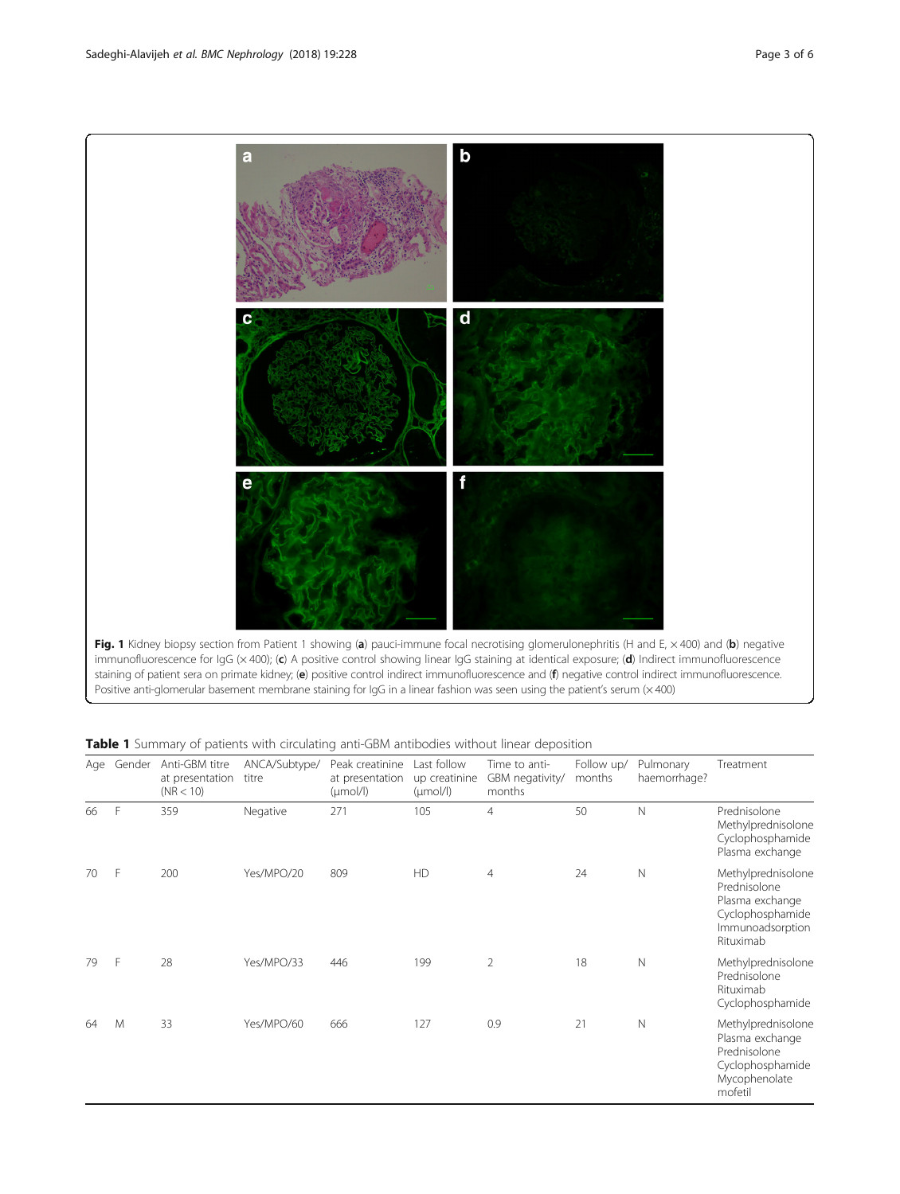**Fig. 1** Kidney biopsy section from Patient 1 showing (**a**) pauci-immune focal necrotising glomerulonephritis (H and E, × 400) and (**b**) negative immunofluorescence for IgG (× 400); (**c**) A positive control showing linear IgG staining at identical exposure; (**d**) Indirect immunofluorescence staining of patient sera on primate kidney; (**e**) positive control indirect immunofluorescence and (**f**) negative control indirect immunofluorescence. Positive anti-glomerular basement membrane staining for IgG in a linear fashion was seen using the patient's serum (× 400)

**Table 1** Summary of patients with circulating anti-GBM antibodies without linear deposition

| Age | Gender | Anti-GBM titre at presentation (NR < 10) | ANCA/Subtype/ titre | Peak creatinine at presentation (μmol/l) | Last follow up creatinine (μmol/l) | Time to anti-GBM negativity/ months | Follow up/ months | Pulmonary haemorrhage? | Treatment |
|---|---|---|---|---|---|---|---|---|---|
| 66 | F | 359 | Negative | 271 | 105 | 4 | 50 | N | Prednisolone Methylprednisolone Cyclophosphamide Plasma exchange |
| 70 | F | 200 | Yes/MPO/20 | 809 | HD | 4 | 24 | N | Methylprednisolone Prednisolone Plasma exchange Cyclophosphamide Immunoadsorption Rituximab |
| 79 | F | 28 | Yes/MPO/33 | 446 | 199 | 2 | 18 | N | Methylprednisolone Prednisolone Rituximab Cyclophosphamide |
| 64 | M | 33 | Yes/MPO/60 | 666 | 127 | 0.9 | 21 | N | Methylprednisolone Plasma exchange Prednisolone Cyclophosphamide Mycophenolate mofetil |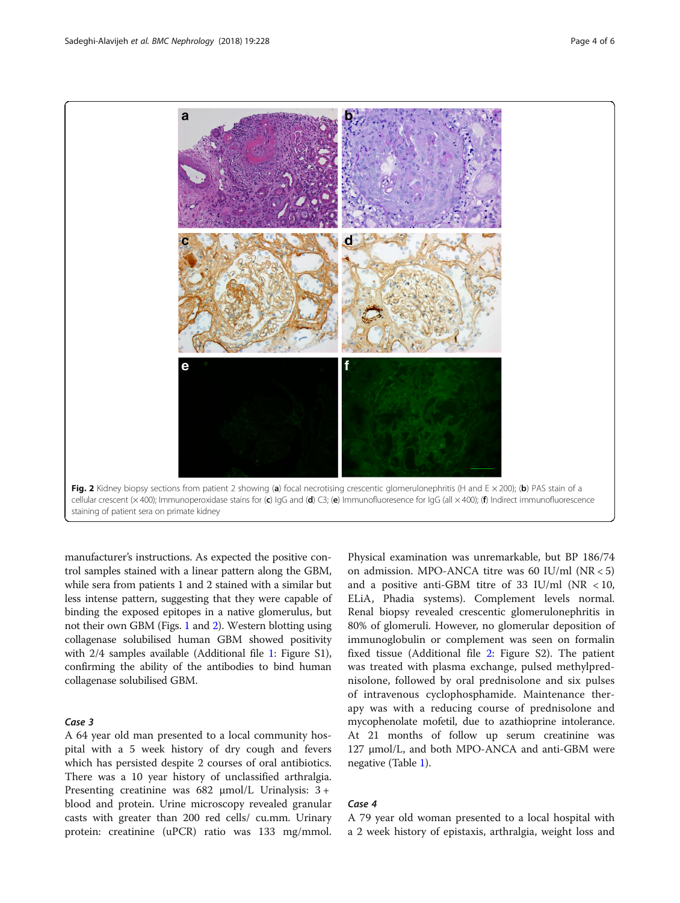Fig. 2 Kidney biopsy sections from patient 2 showing (**a**) focal necrotising crescentic glomerulonephritis (H and E × 200); (**b**) PAS stain of a cellular crescent (× 400); Immunoperoxidase stains for (**c**) IgG and (**d**) C3; (**e**) Immunofluoresence for IgG (all × 400); (**f**) Indirect immunofluorescence staining of patient sera on primate kidney

manufacturer's instructions. As expected the positive control samples stained with a linear pattern along the GBM, while sera from patients 1 and 2 stained with a similar but less intense pattern, suggesting that they were capable of binding the exposed epitopes in a native glomerulus, but not their own GBM (Figs. 1 and 2). Western blotting using collagenase solubilised human GBM showed positivity with 2/4 samples available (Additional file 1: Figure S1), confirming the ability of the antibodies to bind human collagenase solubilised GBM.

### *Case 3*

A 64 year old man presented to a local community hospital with a 5 week history of dry cough and fevers which has persisted despite 2 courses of oral antibiotics. There was a 10 year history of unclassified arthralgia. Presenting creatinine was 682 μmol/L Urinalysis: 3 + blood and protein. Urine microscopy revealed granular casts with greater than 200 red cells/ cu.mm. Urinary protein: creatinine (uPCR) ratio was 133 mg/mmol. Physical examination was unremarkable, but BP 186/74 on admission. MPO-ANCA titre was 60 IU/ml (NR < 5) and a positive anti-GBM titre of 33 IU/ml (NR < 10, ELiA, Phadia systems). Complement levels normal. Renal biopsy revealed crescentic glomerulonephritis in 80% of glomeruli. However, no glomerular deposition of immunoglobulin or complement was seen on formalin fixed tissue (Additional file 2: Figure S2). The patient was treated with plasma exchange, pulsed methylprednisolone, followed by oral prednisolone and six pulses of intravenous cyclophosphamide. Maintenance therapy was with a reducing course of prednisolone and mycophenolate mofetil, due to azathioprine intolerance. At 21 months of follow up serum creatinine was 127 μmol/L, and both MPO-ANCA and anti-GBM were negative (Table 1).

### *Case 4*

A 79 year old woman presented to a local hospital with a 2 week history of epistaxis, arthralgia, weight loss and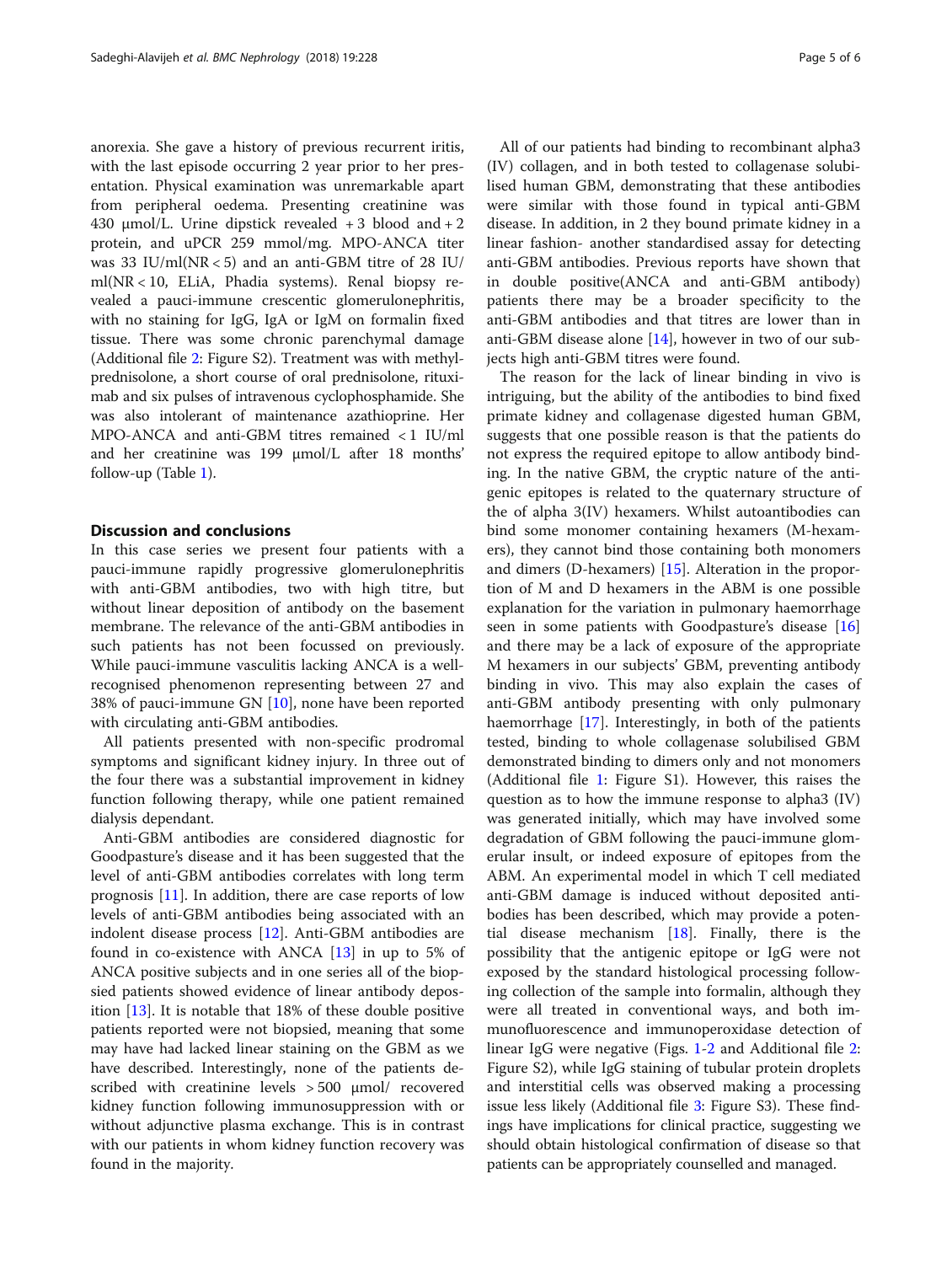anorexia. She gave a history of previous recurrent iritis, with the last episode occurring 2 year prior to her presentation. Physical examination was unremarkable apart from peripheral oedema. Presenting creatinine was 430 μmol/L. Urine dipstick revealed +3 blood and +2 protein, and uPCR 259 mmol/mg. MPO-ANCA titer was 33 IU/ml(NR < 5) and an anti-GBM titre of 28 IU/ml(NR < 10, ELiA, Phadia systems). Renal biopsy revealed a pauci-immune crescentic glomerulonephritis, with no staining for IgG, IgA or IgM on formalin fixed tissue. There was some chronic parenchymal damage (Additional file 2: Figure S2). Treatment was with methylprednisolone, a short course of oral prednisolone, rituximab and six pulses of intravenous cyclophosphamide. She was also intolerant of maintenance azathioprine. Her MPO-ANCA and anti-GBM titres remained < 1 IU/ml and her creatinine was 199 μmol/L after 18 months' follow-up (Table 1).

## Discussion and conclusions

In this case series we present four patients with a pauci-immune rapidly progressive glomerulonephritis with anti-GBM antibodies, two with high titre, but without linear deposition of antibody on the basement membrane. The relevance of the anti-GBM antibodies in such patients has not been focussed on previously. While pauci-immune vasculitis lacking ANCA is a well-recognised phenomenon representing between 27 and 38% of pauci-immune GN [10], none have been reported with circulating anti-GBM antibodies.

All patients presented with non-specific prodromal symptoms and significant kidney injury. In three out of the four there was a substantial improvement in kidney function following therapy, while one patient remained dialysis dependant.

Anti-GBM antibodies are considered diagnostic for Goodpasture's disease and it has been suggested that the level of anti-GBM antibodies correlates with long term prognosis [11]. In addition, there are case reports of low levels of anti-GBM antibodies being associated with an indolent disease process [12]. Anti-GBM antibodies are found in co-existence with ANCA [13] in up to 5% of ANCA positive subjects and in one series all of the biopsied patients showed evidence of linear antibody deposition [13]. It is notable that 18% of these double positive patients reported were not biopsied, meaning that some may have had lacked linear staining on the GBM as we have described. Interestingly, none of the patients described with creatinine levels > 500 μmol/ recovered kidney function following immunosuppression with or without adjunctive plasma exchange. This is in contrast with our patients in whom kidney function recovery was found in the majority.

All of our patients had binding to recombinant alpha3 (IV) collagen, and in both tested to collagenase solubilised human GBM, demonstrating that these antibodies were similar with those found in typical anti-GBM disease. In addition, in 2 they bound primate kidney in a linear fashion- another standardised assay for detecting anti-GBM antibodies. Previous reports have shown that in double positive(ANCA and anti-GBM antibody) patients there may be a broader specificity to the anti-GBM antibodies and that titres are lower than in anti-GBM disease alone [14], however in two of our subjects high anti-GBM titres were found.

The reason for the lack of linear binding in vivo is intriguing, but the ability of the antibodies to bind fixed primate kidney and collagenase digested human GBM, suggests that one possible reason is that the patients do not express the required epitope to allow antibody binding. In the native GBM, the cryptic nature of the antigenic epitopes is related to the quaternary structure of the of alpha 3(IV) hexamers. Whilst autoantibodies can bind some monomer containing hexamers (M-hexamers), they cannot bind those containing both monomers and dimers (D-hexamers) [15]. Alteration in the proportion of M and D hexamers in the ABM is one possible explanation for the variation in pulmonary haemorrhage seen in some patients with Goodpasture's disease [16] and there may be a lack of exposure of the appropriate M hexamers in our subjects' GBM, preventing antibody binding in vivo. This may also explain the cases of anti-GBM antibody presenting with only pulmonary haemorrhage [17]. Interestingly, in both of the patients tested, binding to whole collagenase solubilised GBM demonstrated binding to dimers only and not monomers (Additional file 1: Figure S1). However, this raises the question as to how the immune response to alpha3 (IV) was generated initially, which may have involved some degradation of GBM following the pauci-immune glomerular insult, or indeed exposure of epitopes from the ABM. An experimental model in which T cell mediated anti-GBM damage is induced without deposited antibodies has been described, which may provide a potential disease mechanism [18]. Finally, there is the possibility that the antigenic epitope or IgG were not exposed by the standard histological processing following collection of the sample into formalin, although they were all treated in conventional ways, and both immunofluorescence and immunoperoxidase detection of linear IgG were negative (Figs. 1-2 and Additional file 2: Figure S2), while IgG staining of tubular protein droplets and interstitial cells was observed making a processing issue less likely (Additional file 3: Figure S3). These findings have implications for clinical practice, suggesting we should obtain histological confirmation of disease so that patients can be appropriately counselled and managed.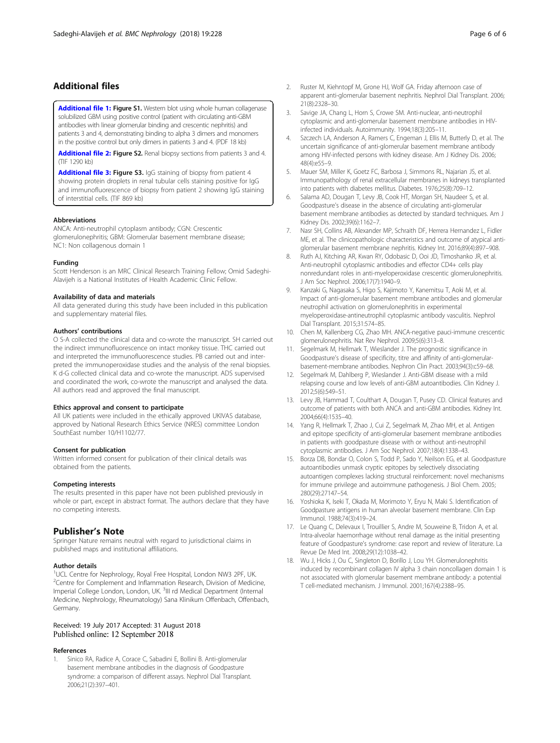## Additional files

**Additional file 1: Figure S1.** Western blot using whole human collagenase solubilized GBM using positive control (patient with circulating anti-GBM antibodies with linear glomerular binding and crescentic nephritis) and patients 3 and 4, demonstrating binding to alpha 3 dimers and monomers in the positive control but only dimers in patients 3 and 4. (PDF 18 kb)

**Additional file 2: Figure S2.** Renal biopsy sections from patients 3 and 4. (TIF 1290 kb)

**Additional file 3: Figure S3.** IgG staining of biopsy from patient 4 showing protein droplets in renal tubular cells staining positive for IgG and immunofluorescence of biopsy from patient 2 showing IgG staining of interstitial cells. (TIF 869 kb)

#### Abbreviations

ANCA: Anti-neutrophil cytoplasm antibody; CGN: Crescentic glomerulonephritis; GBM: Glomerular basement membrane disease; NC1: Non collagenous domain 1

#### Funding

Scott Henderson is an MRC Clinical Research Training Fellow; Omid Sadeghi-Alavijeh is a National Institutes of Health Academic Clinic Fellow.

#### Availability of data and materials

All data generated during this study have been included in this publication and supplementary material files.

#### Authors' contributions

O S-A collected the clinical data and co-wrote the manuscript. SH carried out the indirect immunofluorescence on intact monkey tissue. THC carried out and interpreted the immunofluorescence studies. PB carried out and interpreted the immunoperoxidase studies and the analysis of the renal biopsies. K d-G collected clinical data and co-wrote the manuscript. ADS supervised and coordinated the work, co-wrote the manuscript and analysed the data. All authors read and approved the final manuscript.

#### Ethics approval and consent to participate

All UK patients were included in the ethically approved UKIVAS database, approved by National Research Ethics Service (NRES) committee London SouthEast number 10/H1102/77.

#### Consent for publication

Written informed consent for publication of their clinical details was obtained from the patients.

#### Competing interests

The results presented in this paper have not been published previously in whole or part, except in abstract format. The authors declare that they have no competing interests.

## Publisher's Note

Springer Nature remains neutral with regard to jurisdictional claims in published maps and institutional affiliations.

#### Author details

[1]UCL Centre for Nephrology, Royal Free Hospital, London NW3 2PF, UK. [2]Centre for Complement and Inflammation Research, Division of Medicine, Imperial College London, London, UK. [3]III rd Medical Department (Internal Medicine, Nephrology, Rheumatology) Sana Klinikum Offenbach, Offenbach, Germany.

Received: 19 July 2017 Accepted: 31 August 2018
Published online: 12 September 2018

#### References

1. Sinico RA, Radice A, Corace C, Sabadini E, Bollini B. Anti-glomerular basement membrane antibodies in the diagnosis of Goodpasture syndrome: a comparison of different assays. Nephrol Dial Transplant. 2006;21(2):397–401.
2. Ruster M, Kiehntopf M, Grone HJ, Wolf GA. Friday afternoon case of apparent anti-glomerular basement nephritis. Nephrol Dial Transplant. 2006; 21(8):2328–30.
3. Savige JA, Chang L, Horn S, Crowe SM. Anti-nuclear, anti-neutrophil cytoplasmic and anti-glomerular basement membrane antibodies in HIV-infected individuals. Autoimmunity. 1994;18(3):205–11.
4. Szczech LA, Anderson A, Ramers C, Engeman J, Ellis M, Butterly D, et al. The uncertain significance of anti-glomerular basement membrane antibody among HIV-infected persons with kidney disease. Am J Kidney Dis. 2006; 48(4):e55–9.
5. Mauer SM, Miller K, Goetz FC, Barbosa J, Simmons RL, Najarian JS, et al. Immunopathology of renal extracellular membranes in kidneys transplanted into patients with diabetes mellitus. Diabetes. 1976;25(8):709–12.
6. Salama AD, Dougan T, Levy JB, Cook HT, Morgan SH, Naudeer S, et al. Goodpasture's disease in the absence of circulating anti-glomerular basement membrane antibodies as detected by standard techniques. Am J Kidney Dis. 2002;39(6):1162–7.
7. Nasr SH, Collins AB, Alexander MP, Schraith DF, Herrera Hernandez L, Fidler ME, et al. The clinicopathologic characteristics and outcome of atypical anti-glomerular basement membrane nephritis. Kidney Int. 2016;89(4):897–908.
8. Ruth AJ, Kitching AR, Kwan RY, Odobasic D, Ooi JD, Timoshanko JR, et al. Anti-neutrophil cytoplasmic antibodies and effector CD4+ cells play nonredundant roles in anti-myeloperoxidase crescentic glomerulonephritis. J Am Soc Nephrol. 2006;17(7):1940–9.
9. Kanzaki G, Nagasaka S, Higo S, Kajimoto Y, Kanemitsu T, Aoki M, et al. Impact of anti-glomerular basement membrane antibodies and glomerular neutrophil activation on glomerulonephritis in experimental myeloperoxidase-antineutrophil cytoplasmic antibody vasculitis. Nephrol Dial Transplant. 2015;31:574–85.
10. Chen M, Kallenberg CG, Zhao MH. ANCA-negative pauci-immune crescentic glomerulonephritis. Nat Rev Nephrol. 2009;5(6):313–8.
11. Segelmark M, Hellmark T, Wieslander J. The prognostic significance in Goodpasture's disease of specificity, titre and affinity of anti-glomerular-basement-membrane antibodies. Nephron Clin Pract. 2003;94(3):c59–68.
12. Segelmark M, Dahlberg P, Wieslander J. Anti-GBM disease with a mild relapsing course and low levels of anti-GBM autoantibodies. Clin Kidney J. 2012;5(6):549–51.
13. Levy JB, Hammad T, Coulthart A, Dougan T, Pusey CD. Clinical features and outcome of patients with both ANCA and anti-GBM antibodies. Kidney Int. 2004;66(4):1535–40.
14. Yang R, Hellmark T, Zhao J, Cui Z, Segelmark M, Zhao MH, et al. Antigen and epitope specificity of anti-glomerular basement membrane antibodies in patients with goodpasture disease with or without anti-neutrophil cytoplasmic antibodies. J Am Soc Nephrol. 2007;18(4):1338–43.
15. Borza DB, Bondar O, Colon S, Todd P, Sado Y, Neilson EG, et al. Goodpasture autoantibodies unmask cryptic epitopes by selectively dissociating autoantigen complexes lacking structural reinforcement: novel mechanisms for immune privilege and autoimmune pathogenesis. J Biol Chem. 2005; 280(29):27147–54.
16. Yoshioka K, Iseki T, Okada M, Morimoto Y, Eryu N, Maki S. Identification of Goodpasture antigens in human alveolar basement membrane. Clin Exp Immunol. 1988;74(3):419–24.
17. Le Quang C, Delevaux I, Trouillier S, Andre M, Souweine B, Tridon A, et al. Intra-alveolar haemorrhage without renal damage as the initial presenting feature of Goodpasture's syndrome: case report and review of literature. La Revue De Med Int. 2008;29(12):1038–42.
18. Wu J, Hicks J, Ou C, Singleton D, Borillo J, Lou YH. Glomerulonephritis induced by recombinant collagen IV alpha 3 chain noncollagen domain 1 is not associated with glomerular basement membrane antibody: a potential T cell-mediated mechanism. J Immunol. 2001;167(4):2388–95.